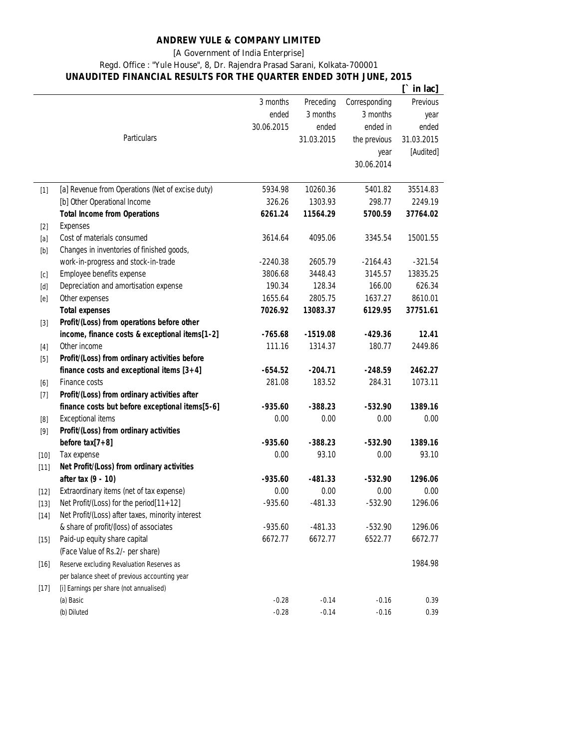# ANDREW YULE & COMPANY LIMITED

[A Government of India Enterprise]

Regd. Office : "Yule House", 8, Dr. Rajendra Prasad Sarani, Kolkata-700001

## UNAUDITED FINANCIAL RESULTS FOR THE QUARTER ENDED 30TH JUNE, 2015

[` in lac]

| | Particulars | 3 months ended 30.06.2015 | Preceding 3 months ended 31.03.2015 | Corresponding 3 months ended in the previous year 30.06.2014 | Previous year ended 31.03.2015 [Audited] |
|---|---|---|---|---|---|
| [1] | [a] Revenue from Operations (Net of excise duty) | 5934.98 | 10260.36 | 5401.82 | 35514.83 |
| | [b] Other Operational Income | 326.26 | 1303.93 | 298.77 | 2249.19 |
| | **Total Income from Operations** | **6261.24** | **11564.29** | **5700.59** | **37764.02** |
| [2] | Expenses | | | | |
| [a] | Cost of materials consumed | 3614.64 | 4095.06 | 3345.54 | 15001.55 |
| [b] | Changes in inventories of finished goods, work-in-progress and stock-in-trade | -2240.38 | 2605.79 | -2164.43 | -321.54 |
| [c] | Employee benefits expense | 3806.68 | 3448.43 | 3145.57 | 13835.25 |
| [d] | Depreciation and amortisation expense | 190.34 | 128.34 | 166.00 | 626.34 |
| [e] | Other expenses | 1655.64 | 2805.75 | 1637.27 | 8610.01 |
| | **Total expenses** | **7026.92** | **13083.37** | **6129.95** | **37751.61** |
| [3] | **Profit/(Loss) from operations before other income, finance costs & exceptional items[1-2]** | **-765.68** | **-1519.08** | **-429.36** | **12.41** |
| [4] | Other income | 111.16 | 1314.37 | 180.77 | 2449.86 |
| [5] | **Profit/(Loss) from ordinary activities before finance costs and exceptional items [3+4]** | **-654.52** | **-204.71** | **-248.59** | **2462.27** |
| [6] | Finance costs | 281.08 | 183.52 | 284.31 | 1073.11 |
| [7] | **Profit/(Loss) from ordinary activities after finance costs but before exceptional items[5-6]** | **-935.60** | **-388.23** | **-532.90** | **1389.16** |
| [8] | Exceptional items | 0.00 | 0.00 | 0.00 | 0.00 |
| [9] | **Profit/(Loss) from ordinary activities before tax[7+8]** | **-935.60** | **-388.23** | **-532.90** | **1389.16** |
| [10] | Tax expense | 0.00 | 93.10 | 0.00 | 93.10 |
| [11] | **Net Profit/(Loss) from ordinary activities after tax (9 - 10)** | **-935.60** | **-481.33** | **-532.90** | **1296.06** |
| [12] | Extraordinary items (net of tax expense) | 0.00 | 0.00 | 0.00 | 0.00 |
| [13] | Net Profit/(Loss) for the period[11+12] | -935.60 | -481.33 | -532.90 | 1296.06 |
| [14] | Net Profit/(Loss) after taxes, minority interest & share of profit/(loss) of associates | -935.60 | -481.33 | -532.90 | 1296.06 |
| [15] | Paid-up equity share capital (Face Value of Rs.2/- per share) | 6672.77 | 6672.77 | 6522.77 | 6672.77 |
| [16] | Reserve excluding Revaluation Reserves as per balance sheet of previous accounting year | | | | 1984.98 |
| [17] | [i] Earnings per share (not annualised) | | | | |
| | (a) Basic | -0.28 | -0.14 | -0.16 | 0.39 |
| | (b) Diluted | -0.28 | -0.14 | -0.16 | 0.39 |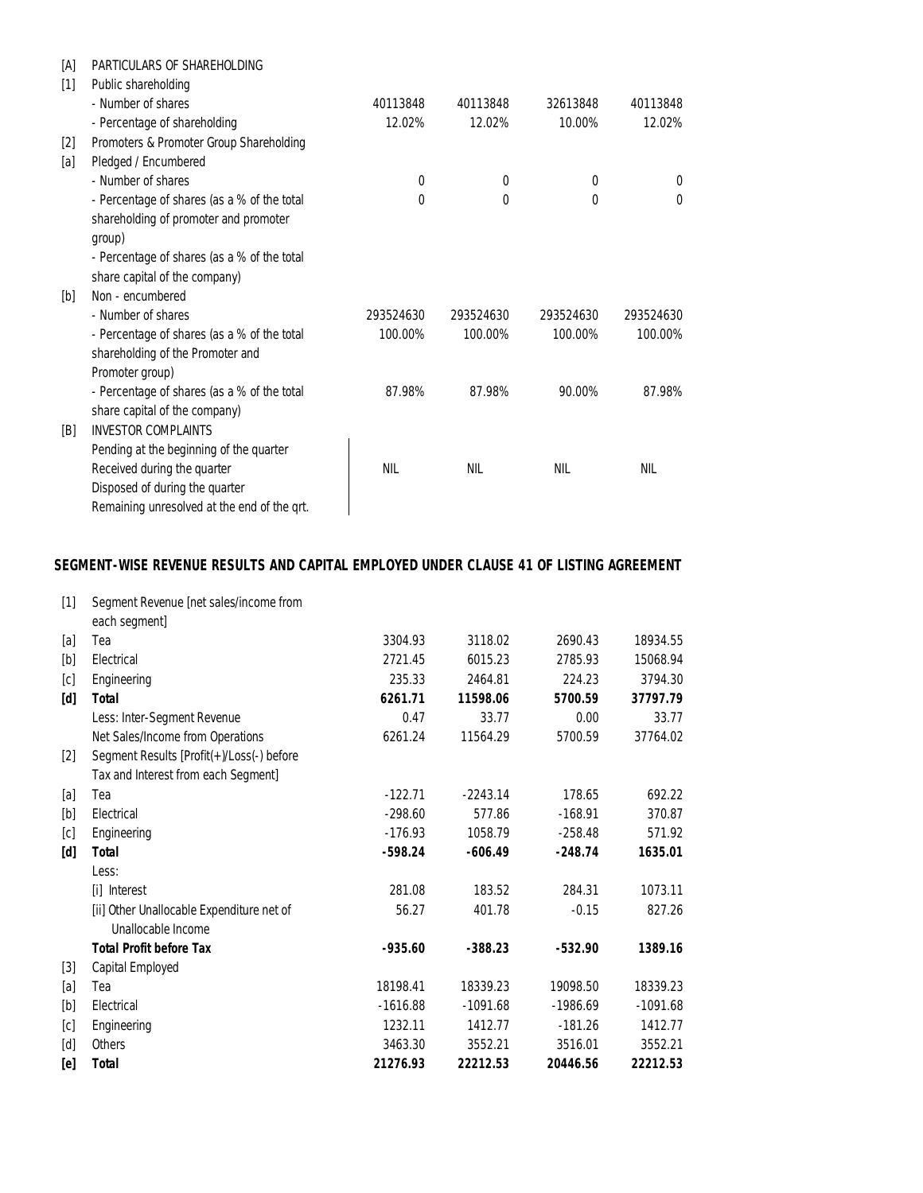| | | | | | |
|---|---|---|---|---|---|
| [A] | PARTICULARS OF SHAREHOLDING | | | | |
| [1] | Public shareholding | | | | |
| | - Number of shares | 40113848 | 40113848 | 32613848 | 40113848 |
| | - Percentage of shareholding | 12.02% | 12.02% | 10.00% | 12.02% |
| [2] | Promoters & Promoter Group Shareholding | | | | |
| [a] | Pledged / Encumbered | | | | |
| | - Number of shares | 0 | 0 | 0 | 0 |
| | - Percentage of shares (as a % of the total shareholding of promoter and promoter group) | 0 | 0 | 0 | 0 |
| | - Percentage of shares (as a % of the total share capital of the company) | | | | |
| [b] | Non - encumbered | | | | |
| | - Number of shares | 293524630 | 293524630 | 293524630 | 293524630 |
| | - Percentage of shares (as a % of the total shareholding of the Promoter and Promoter group) | 100.00% | 100.00% | 100.00% | 100.00% |
| | - Percentage of shares (as a % of the total share capital of the company) | 87.98% | 87.98% | 90.00% | 87.98% |
| [B] | INVESTOR COMPLAINTS | | | | |
| | Pending at the beginning of the quarter<br>Received during the quarter<br>Disposed of during the quarter<br>Remaining unresolved at the end of the qrt. | NIL | NIL | NIL | NIL |

## SEGMENT-WISE REVENUE RESULTS AND CAPITAL EMPLOYED UNDER CLAUSE 41 OF LISTING AGREEMENT

| | | | | | |
|---|---|---|---|---|---|
| [1] | Segment Revenue [net sales/income from each segment] | | | | |
| [a] | Tea | 3304.93 | 3118.02 | 2690.43 | 18934.55 |
| [b] | Electrical | 2721.45 | 6015.23 | 2785.93 | 15068.94 |
| [c] | Engineering | 235.33 | 2464.81 | 224.23 | 3794.30 |
| **[d]** | **Total** | **6261.71** | **11598.06** | **5700.59** | **37797.79** |
| | Less: Inter-Segment Revenue | 0.47 | 33.77 | 0.00 | 33.77 |
| | Net Sales/Income from Operations | 6261.24 | 11564.29 | 5700.59 | 37764.02 |
| [2] | Segment Results [Profit(+)/Loss(-) before Tax and Interest from each Segment] | | | | |
| [a] | Tea | -122.71 | -2243.14 | 178.65 | 692.22 |
| [b] | Electrical | -298.60 | 577.86 | -168.91 | 370.87 |
| [c] | Engineering | -176.93 | 1058.79 | -258.48 | 571.92 |
| **[d]** | **Total** | **-598.24** | **-606.49** | **-248.74** | **1635.01** |
| | Less: | | | | |
| | [i] Interest | 281.08 | 183.52 | 284.31 | 1073.11 |
| | [ii] Other Unallocable Expenditure net of Unallocable Income | 56.27 | 401.78 | -0.15 | 827.26 |
| | **Total Profit before Tax** | **-935.60** | **-388.23** | **-532.90** | **1389.16** |
| [3] | Capital Employed | | | | |
| [a] | Tea | 18198.41 | 18339.23 | 19098.50 | 18339.23 |
| [b] | Electrical | -1616.88 | -1091.68 | -1986.69 | -1091.68 |
| [c] | Engineering | 1232.11 | 1412.77 | -181.26 | 1412.77 |
| [d] | Others | 3463.30 | 3552.21 | 3516.01 | 3552.21 |
| **[e]** | **Total** | **21276.93** | **22212.53** | **20446.56** | **22212.53** |